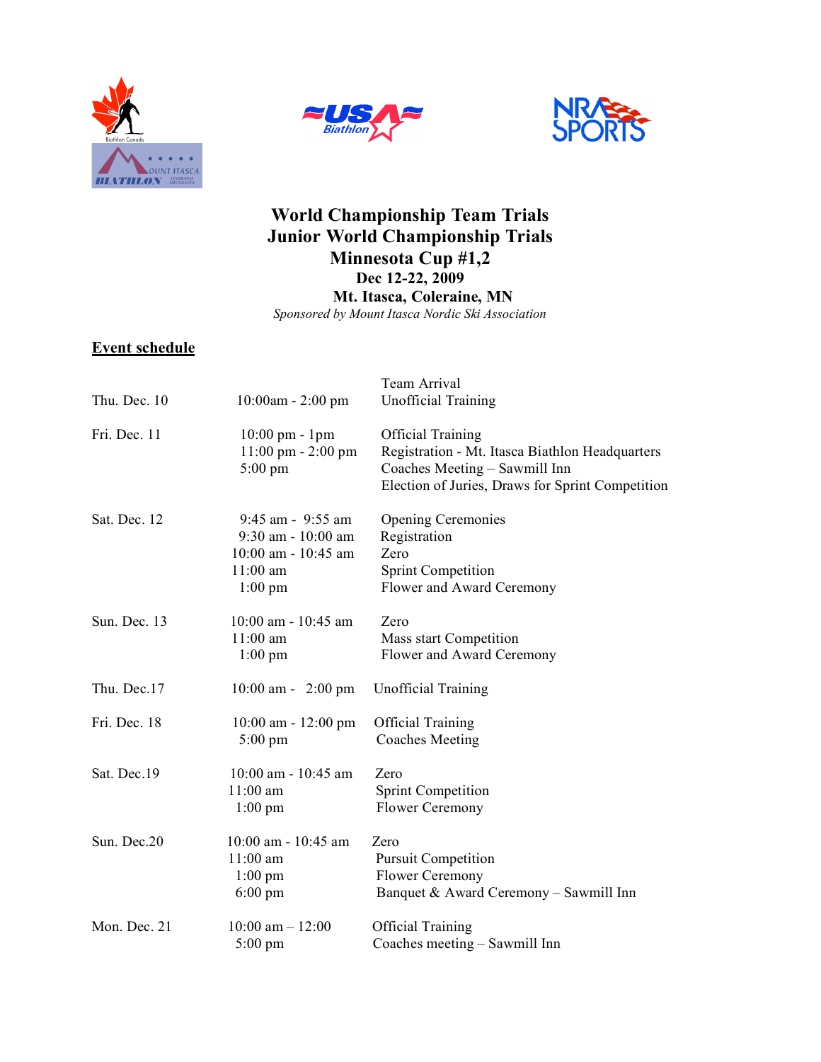# World Championship Team Trials
# Junior World Championship Trials
# Minnesota Cup #1,2

### Dec 12-22, 2009

### Mt. Itasca, Coleraine, MN

*Sponsored by Mount Itasca Nordic Ski Association*

## Event schedule

| | | |
|---|---|---|
| Thu. Dec. 10 | 10:00am - 2:00 pm | Team Arrival<br>Unofficial Training |
| Fri. Dec. 11 | 10:00 pm - 1pm<br>11:00 pm - 2:00 pm<br>5:00 pm | Official Training<br>Registration - Mt. Itasca Biathlon Headquarters<br>Coaches Meeting – Sawmill Inn<br>Election of Juries, Draws for Sprint Competition |
| Sat. Dec. 12 | 9:45 am - 9:55 am<br>9:30 am - 10:00 am<br>10:00 am - 10:45 am<br>11:00 am<br>1:00 pm | Opening Ceremonies<br>Registration<br>Zero<br>Sprint Competition<br>Flower and Award Ceremony |
| Sun. Dec. 13 | 10:00 am - 10:45 am<br>11:00 am<br>1:00 pm | Zero<br>Mass start Competition<br>Flower and Award Ceremony |
| Thu. Dec.17 | 10:00 am - 2:00 pm | Unofficial Training |
| Fri. Dec. 18 | 10:00 am - 12:00 pm<br>5:00 pm | Official Training<br>Coaches Meeting |
| Sat. Dec.19 | 10:00 am - 10:45 am<br>11:00 am<br>1:00 pm | Zero<br>Sprint Competition<br>Flower Ceremony |
| Sun. Dec.20 | 10:00 am - 10:45 am<br>11:00 am<br>1:00 pm<br>6:00 pm | Zero<br>Pursuit Competition<br>Flower Ceremony<br>Banquet & Award Ceremony – Sawmill Inn |
| Mon. Dec. 21 | 10:00 am – 12:00<br>5:00 pm | Official Training<br>Coaches meeting – Sawmill Inn |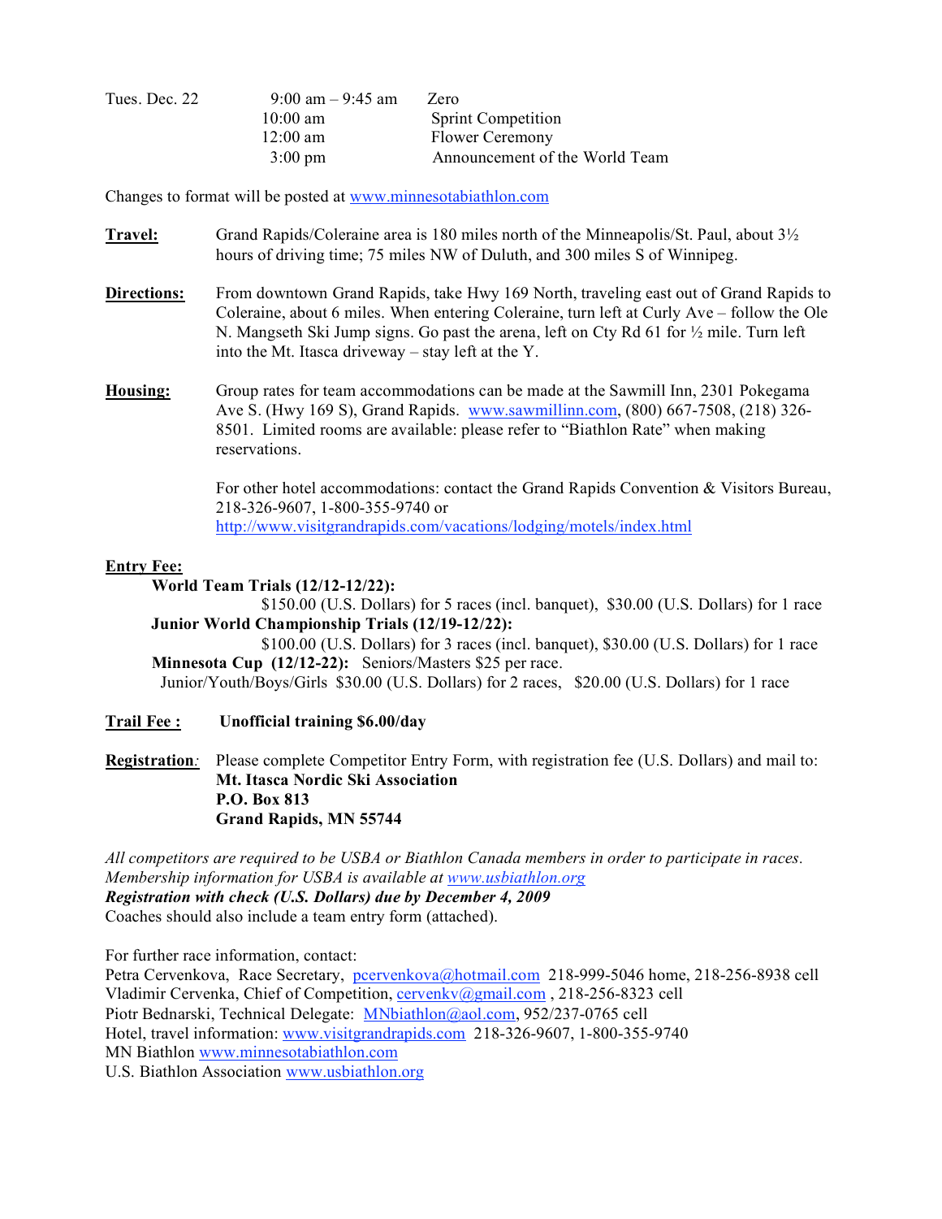| Tues. Dec. 22 | 9:00 am – 9:45 am | Zero |
| --- | --- | --- |
| | 10:00 am | Sprint Competition |
| | 12:00 am | Flower Ceremony |
| | 3:00 pm | Announcement of the World Team |

Changes to format will be posted at www.minnesotabiathlon.com

**Travel:** Grand Rapids/Coleraine area is 180 miles north of the Minneapolis/St. Paul, about 3½ hours of driving time; 75 miles NW of Duluth, and 300 miles S of Winnipeg.

**Directions:** From downtown Grand Rapids, take Hwy 169 North, traveling east out of Grand Rapids to Coleraine, about 6 miles. When entering Coleraine, turn left at Curly Ave – follow the Ole N. Mangseth Ski Jump signs. Go past the arena, left on Cty Rd 61 for ½ mile. Turn left into the Mt. Itasca driveway – stay left at the Y.

**Housing:** Group rates for team accommodations can be made at the Sawmill Inn, 2301 Pokegama Ave S. (Hwy 169 S), Grand Rapids. www.sawmillinn.com, (800) 667-7508, (218) 326-8501. Limited rooms are available: please refer to "Biathlon Rate" when making reservations.

For other hotel accommodations: contact the Grand Rapids Convention & Visitors Bureau, 218-326-9607, 1-800-355-9740 or http://www.visitgrandrapids.com/vacations/lodging/motels/index.html

**Entry Fee:**

**World Team Trials (12/12-12/22):**
$150.00 (U.S. Dollars) for 5 races (incl. banquet), $30.00 (U.S. Dollars) for 1 race

**Junior World Championship Trials (12/19-12/22):**
$100.00 (U.S. Dollars) for 3 races (incl. banquet), $30.00 (U.S. Dollars) for 1 race

**Minnesota Cup (12/12-22):** Seniors/Masters $25 per race.
Junior/Youth/Boys/Girls $30.00 (U.S. Dollars) for 2 races, $20.00 (U.S. Dollars) for 1 race

**Trail Fee :** **Unofficial training $6.00/day**

**Registration***:* Please complete Competitor Entry Form, with registration fee (U.S. Dollars) and mail to:
**Mt. Itasca Nordic Ski Association**
**P.O. Box 813**
**Grand Rapids, MN 55744**

*All competitors are required to be USBA or Biathlon Canada members in order to participate in races. Membership information for USBA is available at www.usbiathlon.org*
***Registration with check (U.S. Dollars) due by December 4, 2009***
Coaches should also include a team entry form (attached).

For further race information, contact:
Petra Cervenkova, Race Secretary, pcervenkova@hotmail.com 218-999-5046 home, 218-256-8938 cell
Vladimir Cervenka, Chief of Competition, cervenkv@gmail.com , 218-256-8323 cell
Piotr Bednarski, Technical Delegate: MNbiathlon@aol.com, 952/237-0765 cell
Hotel, travel information: www.visitgrandrapids.com 218-326-9607, 1-800-355-9740
MN Biathlon www.minnesotabiathlon.com
U.S. Biathlon Association www.usbiathlon.org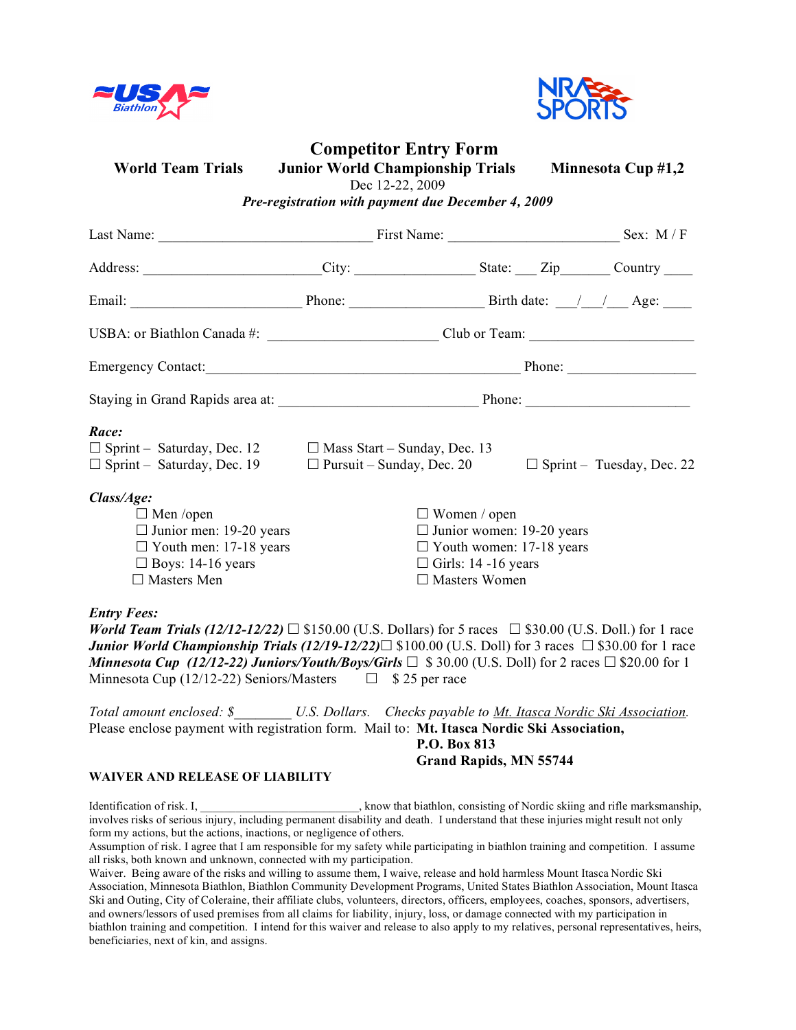# Competitor Entry Form

**World Team Trials** **Junior World Championship Trials** **Minnesota Cup #1,2**

Dec 12-22, 2009

***Pre-registration with payment due December 4, 2009***

Last Name: ____________________________ First Name: ______________________ Sex: M / F

Address: _______________________City: ________________ State: ___ Zip_______ Country ____

Email: ______________________ Phone: __________________ Birth date: ___/___/___ Age: ____

USBA: or Biathlon Canada #: ______________________ Club or Team: _____________________

Emergency Contact:__________________________________________ Phone: _________________

Staying in Grand Rapids area at: ___________________________ Phone: ______________________

***Race:***

☐ Sprint – Saturday, Dec. 12 ☐ Mass Start – Sunday, Dec. 13
☐ Sprint – Saturday, Dec. 19 ☐ Pursuit – Sunday, Dec. 20 ☐ Sprint – Tuesday, Dec. 22

***Class/Age:***

☐ Men /open
☐ Junior men: 19-20 years
☐ Youth men: 17-18 years
☐ Boys: 14-16 years
☐ Masters Men

☐ Women / open
☐ Junior women: 19-20 years
☐ Youth women: 17-18 years
☐ Girls: 14 -16 years
☐ Masters Women

***Entry Fees:***

***World Team Trials (12/12-12/22)*** ☐ $150.00 (U.S. Dollars) for 5 races ☐ $30.00 (U.S. Doll.) for 1 race
***Junior World Championship Trials (12/19-12/22)*** ☐ $100.00 (U.S. Doll) for 3 races ☐ $30.00 for 1 race
***Minnesota Cup (12/12-22) Juniors/Youth/Boys/Girls*** ☐ $ 30.00 (U.S. Doll) for 2 races ☐ $20.00 for 1
Minnesota Cup (12/12-22) Seniors/Masters ☐ $ 25 per race

*Total amount enclosed: $________ U.S. Dollars. Checks payable to Mt. Itasca Nordic Ski Association.*
Please enclose payment with registration form. Mail to: **Mt. Itasca Nordic Ski Association,**
**P.O. Box 813**
**Grand Rapids, MN 55744**

**WAIVER AND RELEASE OF LIABILITY**

Identification of risk. I, ________________________, know that biathlon, consisting of Nordic skiing and rifle marksmanship, involves risks of serious injury, including permanent disability and death. I understand that these injuries might result not only form my actions, but the actions, inactions, or negligence of others.
Assumption of risk. I agree that I am responsible for my safety while participating in biathlon training and competition. I assume all risks, both known and unknown, connected with my participation.
Waiver. Being aware of the risks and willing to assume them, I waive, release and hold harmless Mount Itasca Nordic Ski Association, Minnesota Biathlon, Biathlon Community Development Programs, United States Biathlon Association, Mount Itasca Ski and Outing, City of Coleraine, their affiliate clubs, volunteers, directors, officers, employees, coaches, sponsors, advertisers, and owners/lessors of used premises from all claims for liability, injury, loss, or damage connected with my participation in biathlon training and competition. I intend for this waiver and release to also apply to my relatives, personal representatives, heirs, beneficiaries, next of kin, and assigns.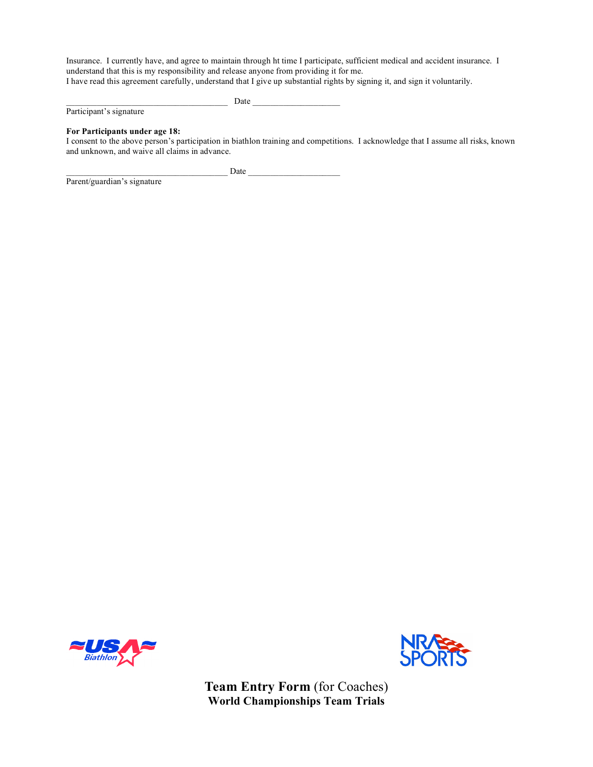Insurance. I currently have, and agree to maintain through ht time I participate, sufficient medical and accident insurance. I understand that this is my responsibility and release anyone from providing it for me.
I have read this agreement carefully, understand that I give up substantial rights by signing it, and sign it voluntarily.

_____________________________________ Date ____________________
Participant's signature

**For Participants under age 18:**
I consent to the above person's participation in biathlon training and competitions. I acknowledge that I assume all risks, known and unknown, and waive all claims in advance.

_____________________________________ Date _____________________
Parent/guardian's signature

**Team Entry Form** (for Coaches)
**World Championships Team Trials**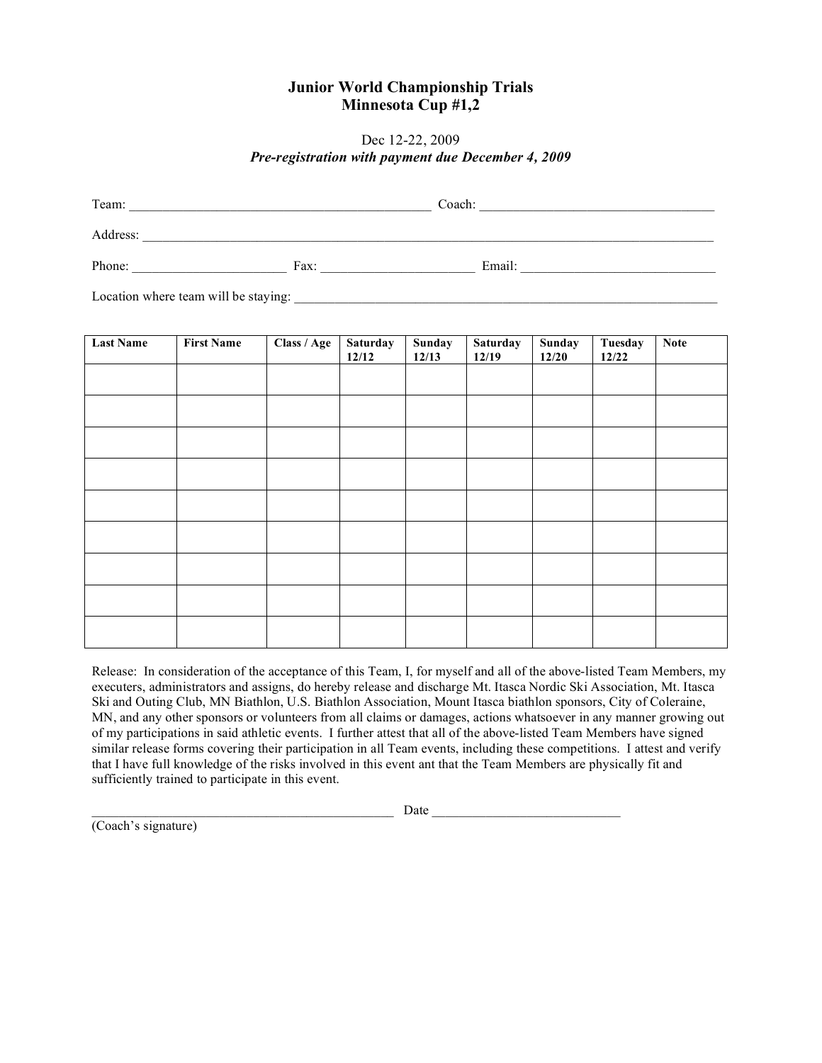## Junior World Championship Trials
## Minnesota Cup #1,2

Dec 12-22, 2009

***Pre-registration with payment due December 4, 2009***

Team: ____________________________________________ Coach: ___________________________________

Address: _____________________________________________________________________________________

Phone: ______________________ Fax: ______________________ Email: _____________________________

Location where team will be staying: ______________________________________________________________

| Last Name | First Name | Class / Age | Saturday 12/12 | Sunday 12/13 | Saturday 12/19 | Sunday 12/20 | Tuesday 12/22 | Note |
|---|---|---|---|---|---|---|---|---|
| | | | | | | | | |
| | | | | | | | | |
| | | | | | | | | |
| | | | | | | | | |
| | | | | | | | | |
| | | | | | | | | |
| | | | | | | | | |
| | | | | | | | | |
| | | | | | | | | |

Release: In consideration of the acceptance of this Team, I, for myself and all of the above-listed Team Members, my executers, administrators and assigns, do hereby release and discharge Mt. Itasca Nordic Ski Association, Mt. Itasca Ski and Outing Club, MN Biathlon, U.S. Biathlon Association, Mount Itasca biathlon sponsors, City of Coleraine, MN, and any other sponsors or volunteers from all claims or damages, actions whatsoever in any manner growing out of my participations in said athletic events. I further attest that all of the above-listed Team Members have signed similar release forms covering their participation in all Team events, including these competitions. I attest and verify that I have full knowledge of the risks involved in this event ant that the Team Members are physically fit and sufficiently trained to participate in this event.

_____________________________________________ Date ___________________________

(Coach's signature)